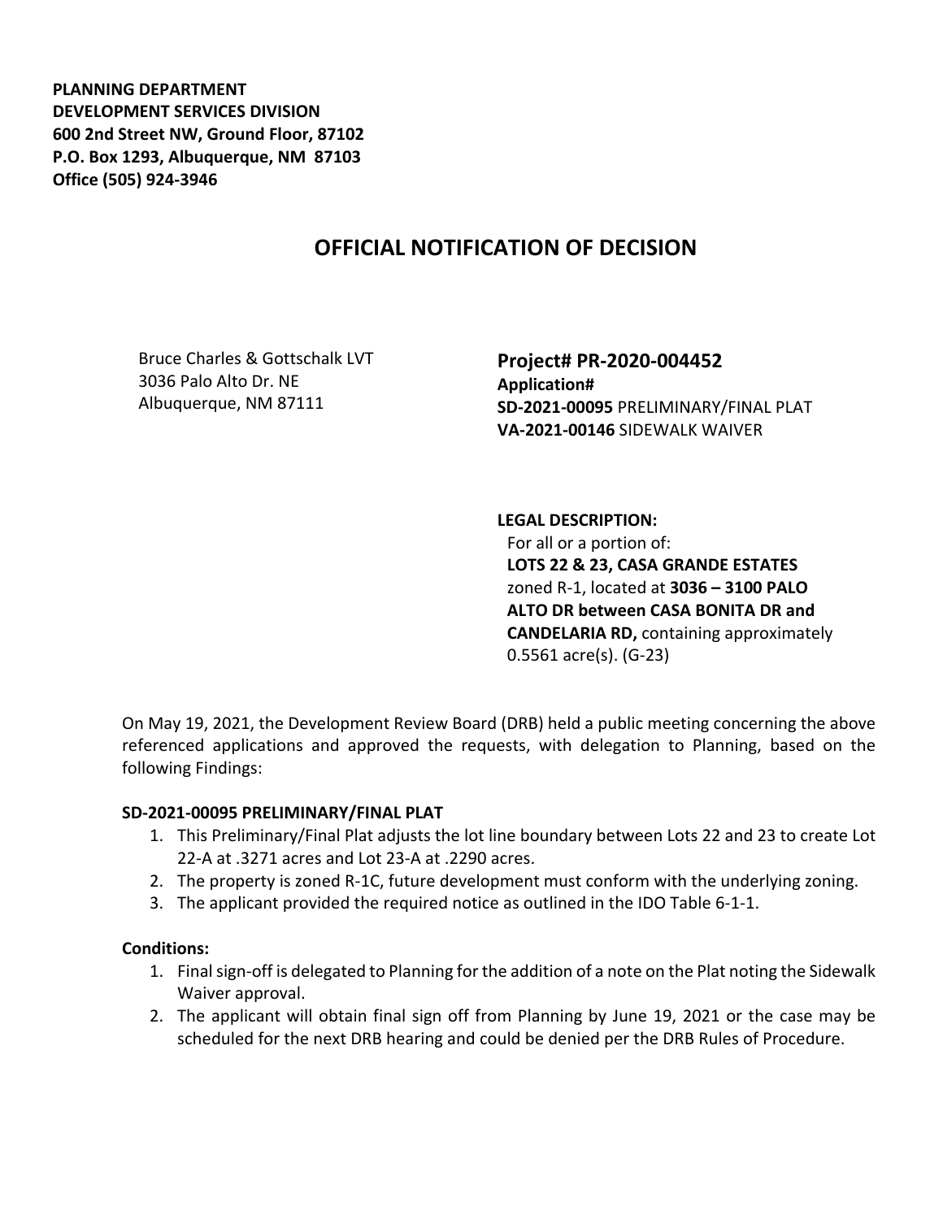**PLANNING DEPARTMENT**
**DEVELOPMENT SERVICES DIVISION**
**600 2nd Street NW, Ground Floor, 87102**
**P.O. Box 1293, Albuquerque, NM 87103**
**Office (505) 924-3946**

# OFFICIAL NOTIFICATION OF DECISION

Bruce Charles & Gottschalk LVT
3036 Palo Alto Dr. NE
Albuquerque, NM 87111

**Project# PR-2020-004452**
**Application#**
**SD-2021-00095** PRELIMINARY/FINAL PLAT
**VA-2021-00146** SIDEWALK WAIVER

**LEGAL DESCRIPTION:**
For all or a portion of:
**LOTS 22 & 23, CASA GRANDE ESTATES** zoned R-1, located at **3036 – 3100 PALO ALTO DR between CASA BONITA DR and CANDELARIA RD,** containing approximately 0.5561 acre(s). (G-23)

On May 19, 2021, the Development Review Board (DRB) held a public meeting concerning the above referenced applications and approved the requests, with delegation to Planning, based on the following Findings:

**SD-2021-00095 PRELIMINARY/FINAL PLAT**

1. This Preliminary/Final Plat adjusts the lot line boundary between Lots 22 and 23 to create Lot 22-A at .3271 acres and Lot 23-A at .2290 acres.
2. The property is zoned R-1C, future development must conform with the underlying zoning.
3. The applicant provided the required notice as outlined in the IDO Table 6-1-1.

**Conditions:**

1. Final sign-off is delegated to Planning for the addition of a note on the Plat noting the Sidewalk Waiver approval.
2. The applicant will obtain final sign off from Planning by June 19, 2021 or the case may be scheduled for the next DRB hearing and could be denied per the DRB Rules of Procedure.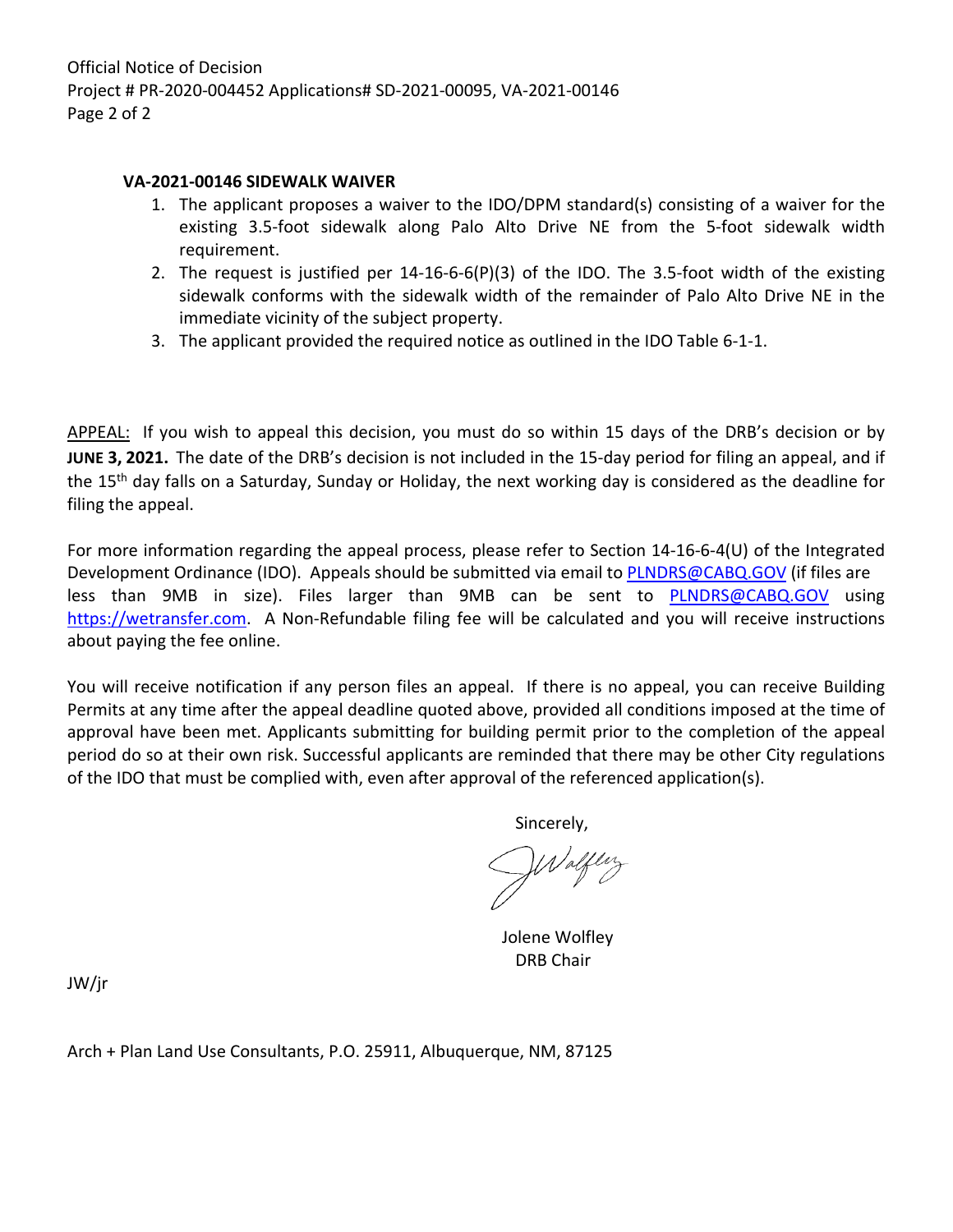**VA-2021-00146 SIDEWALK WAIVER**

1. The applicant proposes a waiver to the IDO/DPM standard(s) consisting of a waiver for the existing 3.5-foot sidewalk along Palo Alto Drive NE from the 5-foot sidewalk width requirement.
2. The request is justified per 14-16-6-6(P)(3) of the IDO. The 3.5-foot width of the existing sidewalk conforms with the sidewalk width of the remainder of Palo Alto Drive NE in the immediate vicinity of the subject property.
3. The applicant provided the required notice as outlined in the IDO Table 6-1-1.

APPEAL: If you wish to appeal this decision, you must do so within 15 days of the DRB's decision or by **JUNE 3, 2021.** The date of the DRB's decision is not included in the 15-day period for filing an appeal, and if the 15th day falls on a Saturday, Sunday or Holiday, the next working day is considered as the deadline for filing the appeal.

For more information regarding the appeal process, please refer to Section 14-16-6-4(U) of the Integrated Development Ordinance (IDO). Appeals should be submitted via email to PLNDRS@CABQ.GOV (if files are less than 9MB in size). Files larger than 9MB can be sent to PLNDRS@CABQ.GOV using https://wetransfer.com. A Non-Refundable filing fee will be calculated and you will receive instructions about paying the fee online.

You will receive notification if any person files an appeal. If there is no appeal, you can receive Building Permits at any time after the appeal deadline quoted above, provided all conditions imposed at the time of approval have been met. Applicants submitting for building permit prior to the completion of the appeal period do so at their own risk. Successful applicants are reminded that there may be other City regulations of the IDO that must be complied with, even after approval of the referenced application(s).

Sincerely,

JWolfley

Jolene Wolfley
DRB Chair

JW/jr

Arch + Plan Land Use Consultants, P.O. 25911, Albuquerque, NM, 87125